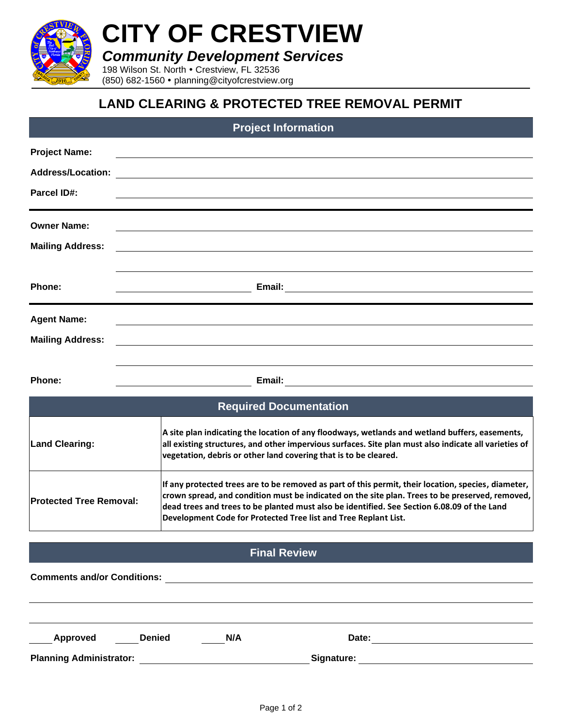# CITY OF CRESTVIEW

***Community Development Services***

198 Wilson St. North • Crestview, FL 32536
(850) 682-1560 • planning@cityofcrestview.org

## LAND CLEARING & PROTECTED TREE REMOVAL PERMIT

### Project Information

**Project Name:** ______________________________

**Address/Location:** ______________________________

**Parcel ID#:** ______________________________

---

**Owner Name:** ______________________________

**Mailing Address:** ______________________________

______________________________

**Phone:** ______________ **Email:** ______________

---

**Agent Name:** ______________________________

**Mailing Address:** ______________________________

______________________________

**Phone:** ______________ **Email:** ______________

### Required Documentation

| | |
|---|---|
| **Land Clearing:** | **A site plan indicating the location of any floodways, wetlands and wetland buffers, easements, all existing structures, and other impervious surfaces. Site plan must also indicate all varieties of vegetation, debris or other land covering that is to be cleared.** |
| **Protected Tree Removal:** | **If any protected trees are to be removed as part of this permit, their location, species, diameter, crown spread, and condition must be indicated on the site plan. Trees to be preserved, removed, dead trees and trees to be planted must also be identified. See Section 6.08.09 of the Land Development Code for Protected Tree list and Tree Replant List.** |

### Final Review

**Comments and/or Conditions:** ______________________________

______________________________

______________________________

____ **Approved** ____ **Denied** ____ **N/A** **Date:** ______________

**Planning Administrator:** ______________ **Signature:** ______________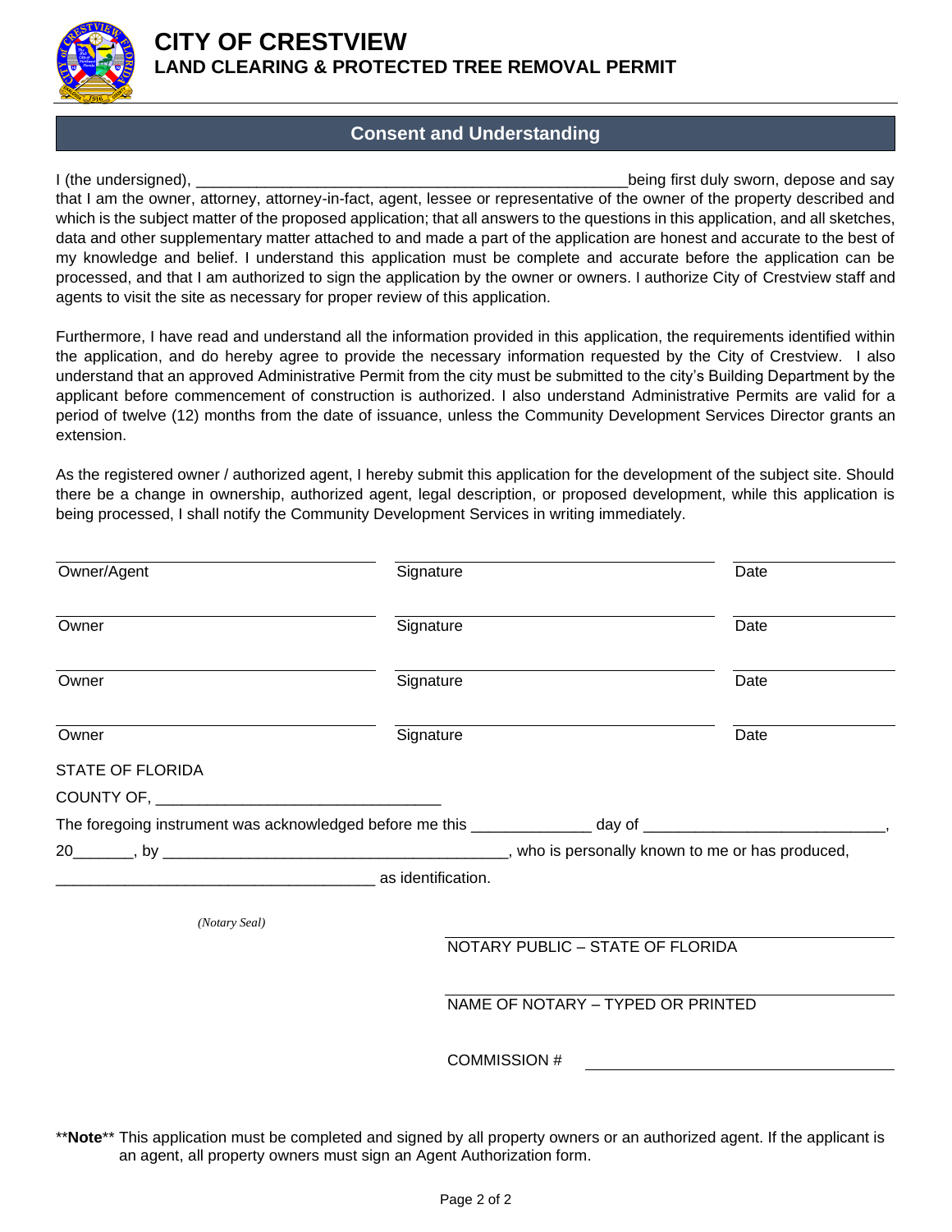# CITY OF CRESTVIEW

## LAND CLEARING & PROTECTED TREE REMOVAL PERMIT

### Consent and Understanding

I (the undersigned), ___________________________________________________being first duly sworn, depose and say that I am the owner, attorney, attorney-in-fact, agent, lessee or representative of the owner of the property described and which is the subject matter of the proposed application; that all answers to the questions in this application, and all sketches, data and other supplementary matter attached to and made a part of the application are honest and accurate to the best of my knowledge and belief. I understand this application must be complete and accurate before the application can be processed, and that I am authorized to sign the application by the owner or owners. I authorize City of Crestview staff and agents to visit the site as necessary for proper review of this application.

Furthermore, I have read and understand all the information provided in this application, the requirements identified within the application, and do hereby agree to provide the necessary information requested by the City of Crestview. I also understand that an approved Administrative Permit from the city must be submitted to the city's Building Department by the applicant before commencement of construction is authorized. I also understand Administrative Permits are valid for a period of twelve (12) months from the date of issuance, unless the Community Development Services Director grants an extension.

As the registered owner / authorized agent, I hereby submit this application for the development of the subject site. Should there be a change in ownership, authorized agent, legal description, or proposed development, while this application is being processed, I shall notify the Community Development Services in writing immediately.

| | | |
|---|---|---|
| Owner/Agent | Signature | Date |
| Owner | Signature | Date |
| Owner | Signature | Date |
| Owner | Signature | Date |

STATE OF FLORIDA

COUNTY OF, _________________________________

The foregoing instrument was acknowledged before me this ______________ day of ____________________________,

20_______, by ________________________________________, who is personally known to me or has produced,

_____________________________________ as identification.

*(Notary Seal)*

NOTARY PUBLIC – STATE OF FLORIDA

NAME OF NOTARY – TYPED OR PRINTED

COMMISSION # ____________________

\*\***Note**\*\* This application must be completed and signed by all property owners or an authorized agent. If the applicant is an agent, all property owners must sign an Agent Authorization form.